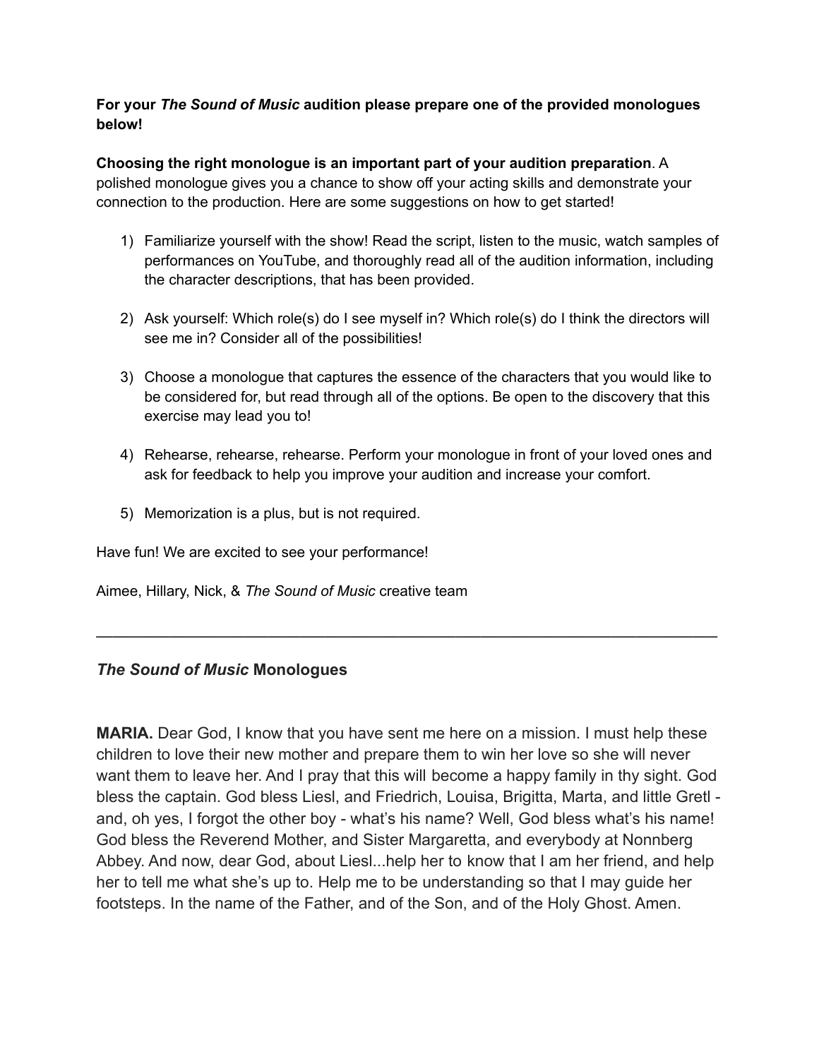**For your *The Sound of Music* audition please prepare one of the provided monologues below!**

**Choosing the right monologue is an important part of your audition preparation**. A polished monologue gives you a chance to show off your acting skills and demonstrate your connection to the production. Here are some suggestions on how to get started!

1) Familiarize yourself with the show! Read the script, listen to the music, watch samples of performances on YouTube, and thoroughly read all of the audition information, including the character descriptions, that has been provided.

2) Ask yourself: Which role(s) do I see myself in? Which role(s) do I think the directors will see me in? Consider all of the possibilities!

3) Choose a monologue that captures the essence of the characters that you would like to be considered for, but read through all of the options. Be open to the discovery that this exercise may lead you to!

4) Rehearse, rehearse, rehearse. Perform your monologue in front of your loved ones and ask for feedback to help you improve your audition and increase your comfort.

5) Memorization is a plus, but is not required.

Have fun! We are excited to see your performance!

Aimee, Hillary, Nick, & *The Sound of Music* creative team

---

## *The Sound of Music* Monologues

**MARIA.** Dear God, I know that you have sent me here on a mission. I must help these children to love their new mother and prepare them to win her love so she will never want them to leave her. And I pray that this will become a happy family in thy sight. God bless the captain. God bless Liesl, and Friedrich, Louisa, Brigitta, Marta, and little Gretl - and, oh yes, I forgot the other boy - what's his name? Well, God bless what's his name! God bless the Reverend Mother, and Sister Margaretta, and everybody at Nonnberg Abbey. And now, dear God, about Liesl...help her to know that I am her friend, and help her to tell me what she's up to. Help me to be understanding so that I may guide her footsteps. In the name of the Father, and of the Son, and of the Holy Ghost. Amen.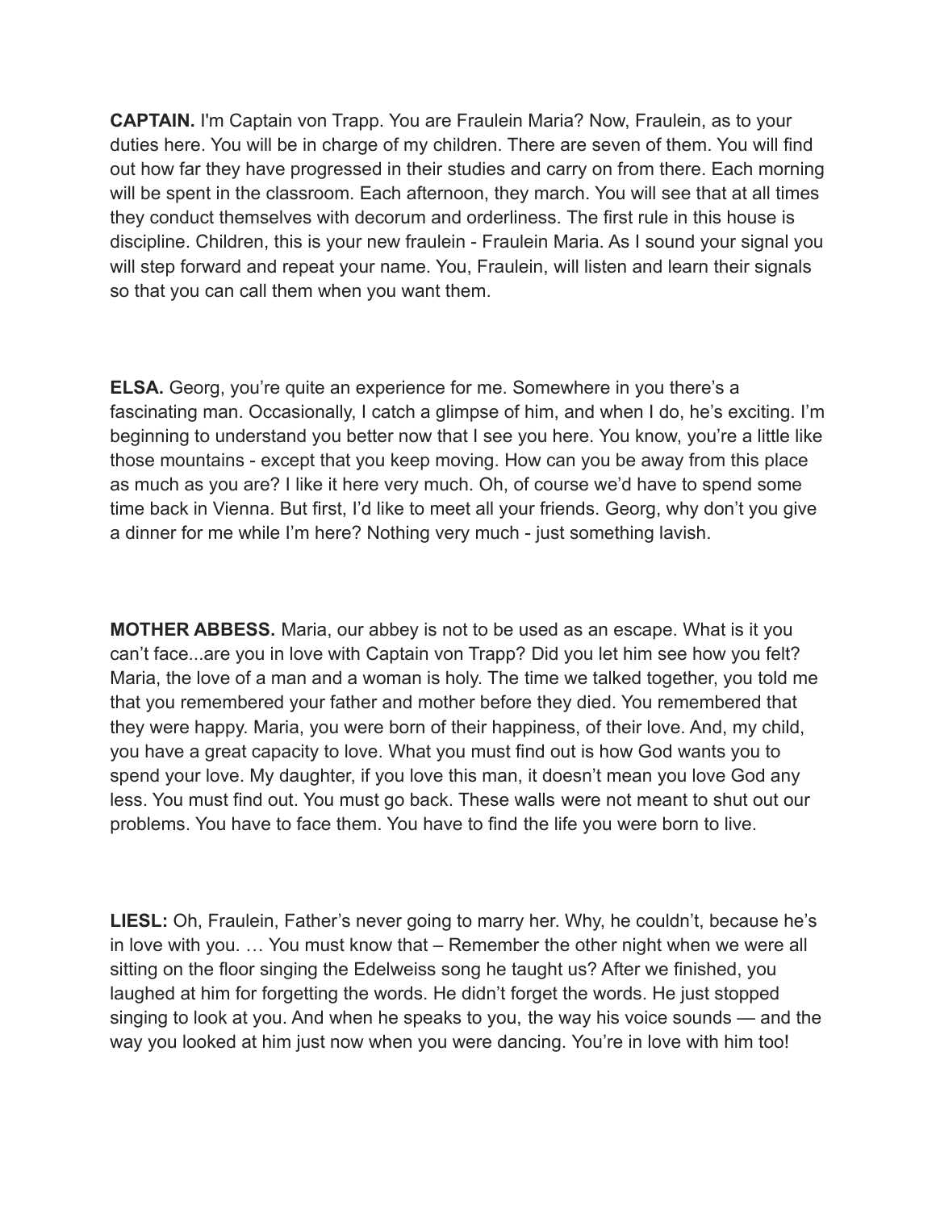**CAPTAIN.** I'm Captain von Trapp. You are Fraulein Maria? Now, Fraulein, as to your duties here. You will be in charge of my children. There are seven of them. You will find out how far they have progressed in their studies and carry on from there. Each morning will be spent in the classroom. Each afternoon, they march. You will see that at all times they conduct themselves with decorum and orderliness. The first rule in this house is discipline. Children, this is your new fraulein - Fraulein Maria. As I sound your signal you will step forward and repeat your name. You, Fraulein, will listen and learn their signals so that you can call them when you want them.

**ELSA.** Georg, you're quite an experience for me. Somewhere in you there's a fascinating man. Occasionally, I catch a glimpse of him, and when I do, he's exciting. I'm beginning to understand you better now that I see you here. You know, you're a little like those mountains - except that you keep moving. How can you be away from this place as much as you are? I like it here very much. Oh, of course we'd have to spend some time back in Vienna. But first, I'd like to meet all your friends. Georg, why don't you give a dinner for me while I'm here? Nothing very much - just something lavish.

**MOTHER ABBESS.** Maria, our abbey is not to be used as an escape. What is it you can't face...are you in love with Captain von Trapp? Did you let him see how you felt? Maria, the love of a man and a woman is holy. The time we talked together, you told me that you remembered your father and mother before they died. You remembered that they were happy. Maria, you were born of their happiness, of their love. And, my child, you have a great capacity to love. What you must find out is how God wants you to spend your love. My daughter, if you love this man, it doesn't mean you love God any less. You must find out. You must go back. These walls were not meant to shut out our problems. You have to face them. You have to find the life you were born to live.

**LIESL:** Oh, Fraulein, Father's never going to marry her. Why, he couldn't, because he's in love with you. … You must know that – Remember the other night when we were all sitting on the floor singing the Edelweiss song he taught us? After we finished, you laughed at him for forgetting the words. He didn't forget the words. He just stopped singing to look at you. And when he speaks to you, the way his voice sounds — and the way you looked at him just now when you were dancing. You're in love with him too!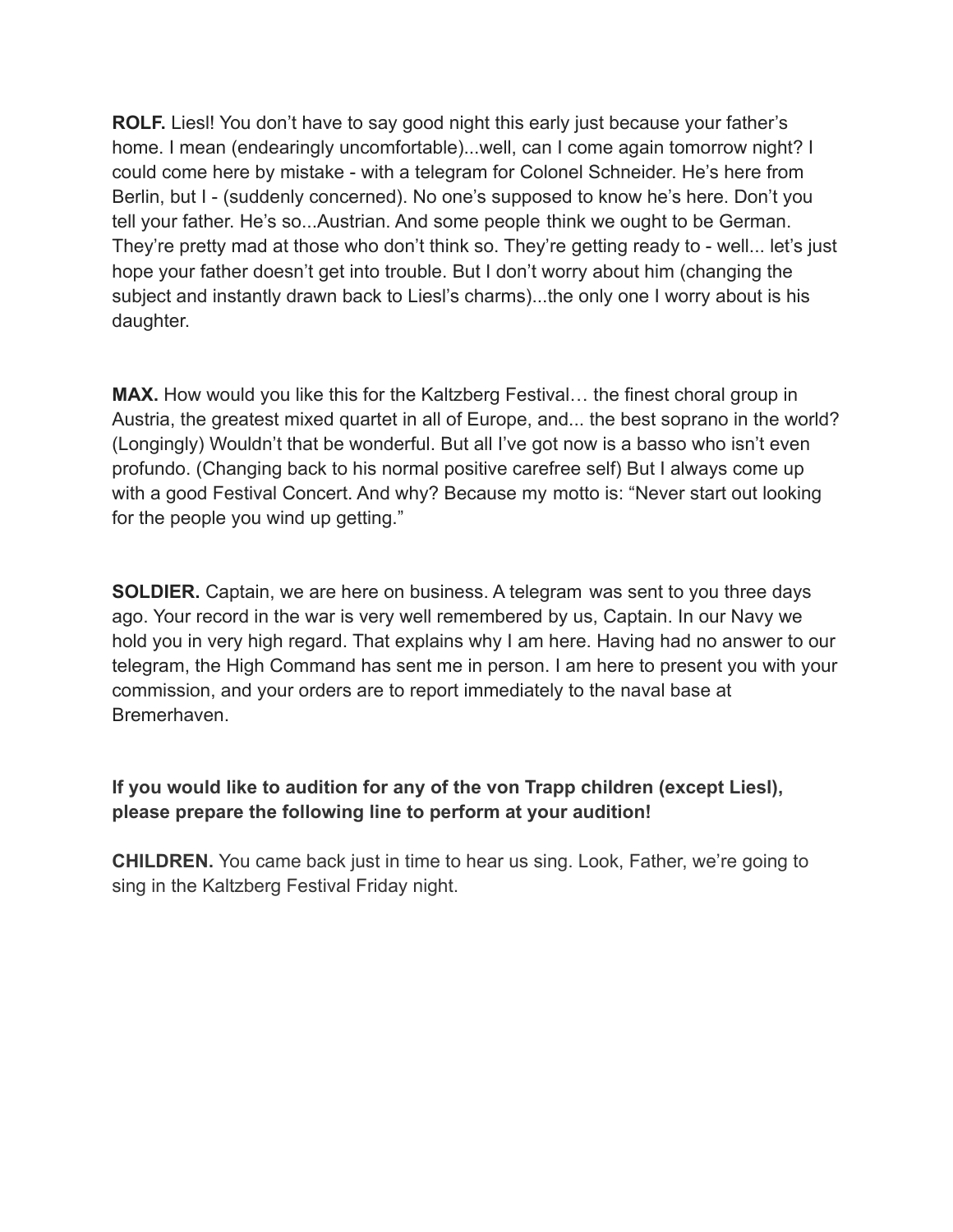**ROLF.** Liesl! You don't have to say good night this early just because your father's home. I mean (endearingly uncomfortable)...well, can I come again tomorrow night? I could come here by mistake - with a telegram for Colonel Schneider. He's here from Berlin, but I - (suddenly concerned). No one's supposed to know he's here. Don't you tell your father. He's so...Austrian. And some people think we ought to be German. They're pretty mad at those who don't think so. They're getting ready to - well... let's just hope your father doesn't get into trouble. But I don't worry about him (changing the subject and instantly drawn back to Liesl's charms)...the only one I worry about is his daughter.

**MAX.** How would you like this for the Kaltzberg Festival… the finest choral group in Austria, the greatest mixed quartet in all of Europe, and... the best soprano in the world? (Longingly) Wouldn't that be wonderful. But all I've got now is a basso who isn't even profundo. (Changing back to his normal positive carefree self) But I always come up with a good Festival Concert. And why? Because my motto is: "Never start out looking for the people you wind up getting."

**SOLDIER.** Captain, we are here on business. A telegram was sent to you three days ago. Your record in the war is very well remembered by us, Captain. In our Navy we hold you in very high regard. That explains why I am here. Having had no answer to our telegram, the High Command has sent me in person. I am here to present you with your commission, and your orders are to report immediately to the naval base at Bremerhaven.

**If you would like to audition for any of the von Trapp children (except Liesl), please prepare the following line to perform at your audition!**

**CHILDREN.** You came back just in time to hear us sing. Look, Father, we're going to sing in the Kaltzberg Festival Friday night.